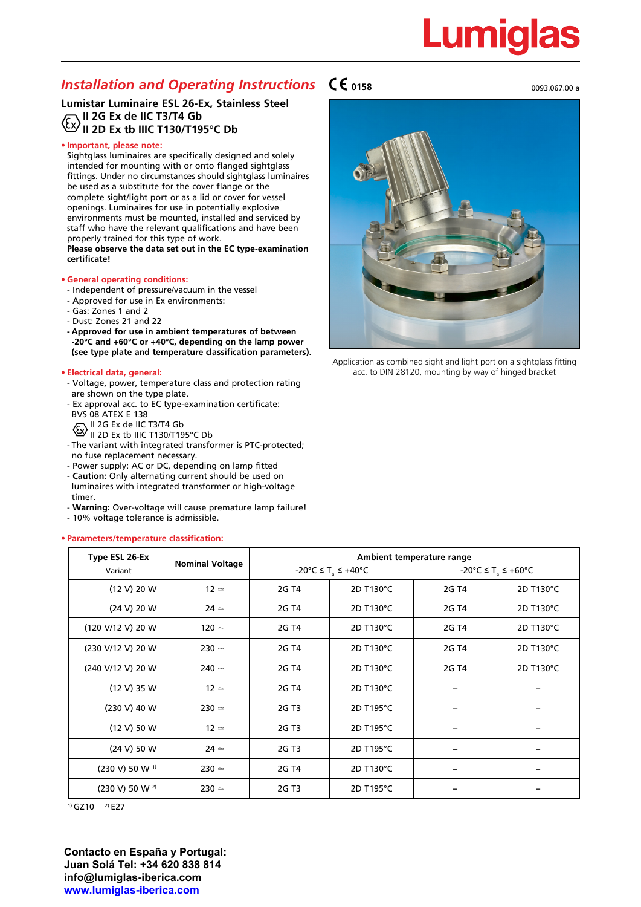# Installation and Operating Instructions

CE 0158

0093.067.00 a

## Lumistar Luminaire ESL 26-Ex, Stainless Steel

**Ex II 2G Ex de IIC T3/T4 Gb**
**II 2D Ex tb IIIC T130/T195°C Db**

### • Important, please note:

Sightglass luminaires are specifically designed and solely intended for mounting with or onto flanged sightglass fittings. Under no circumstances should sightglass luminaires be used as a substitute for the cover flange or the complete sight/light port or as a lid or cover for vessel openings. Luminaires for use in potentially explosive environments must be mounted, installed and serviced by staff who have the relevant qualifications and have been properly trained for this type of work.
**Please observe the data set out in the EC type-examination certificate!**

### • General operating conditions:

- Independent of pressure/vacuum in the vessel
- Approved for use in Ex environments:
- Gas: Zones 1 and 2
- Dust: Zones 21 and 22
- **Approved for use in ambient temperatures of between -20°C and +60°C or +40°C, depending on the lamp power (see type plate and temperature classification parameters).**

### • Electrical data, general:

- Voltage, power, temperature class and protection rating are shown on the type plate.
- Ex approval acc. to EC type-examination certificate: BVS 08 ATEX E 138
  Ex II 2G Ex de IIC T3/T4 Gb
  II 2D Ex tb IIIC T130/T195°C Db
- The variant with integrated transformer is PTC-protected; no fuse replacement necessary.
- Power supply: AC or DC, depending on lamp fitted
- **Caution:** Only alternating current should be used on luminaires with integrated transformer or high-voltage timer.
- **Warning:** Over-voltage will cause premature lamp failure!
- 10% voltage tolerance is admissible.

Application as combined sight and light port on a sightglass fitting acc. to DIN 28120, mounting by way of hinged bracket

### • Parameters/temperature classification:

| Type ESL 26-Ex Variant | Nominal Voltage | Ambient temperature range -20°C ≤ $T_a$ ≤ +40°C | | Ambient temperature range -20°C ≤ $T_a$ ≤ +60°C | |
|---|---|---|---|---|---|
| (12 V) 20 W | 12 ≃ | 2G T4 | 2D T130°C | 2G T4 | 2D T130°C |
| (24 V) 20 W | 24 ≃ | 2G T4 | 2D T130°C | 2G T4 | 2D T130°C |
| (120 V/12 V) 20 W | 120 ~ | 2G T4 | 2D T130°C | 2G T4 | 2D T130°C |
| (230 V/12 V) 20 W | 230 ~ | 2G T4 | 2D T130°C | 2G T4 | 2D T130°C |
| (240 V/12 V) 20 W | 240 ~ | 2G T4 | 2D T130°C | 2G T4 | 2D T130°C |
| (12 V) 35 W | 12 ≃ | 2G T4 | 2D T130°C | – | – |
| (230 V) 40 W | 230 ≃ | 2G T3 | 2D T195°C | – | – |
| (12 V) 50 W | 12 ≃ | 2G T3 | 2D T195°C | – | – |
| (24 V) 50 W | 24 ≃ | 2G T3 | 2D T195°C | – | – |
| (230 V) 50 W [1] | 230 ≃ | 2G T4 | 2D T130°C | – | – |
| (230 V) 50 W [2] | 230 ≃ | 2G T3 | 2D T195°C | – | – |

[1] GZ10 [2] E27

**Contacto en España y Portugal:**
**Juan Solá Tel: +34 620 838 814**
**info@lumiglas-iberica.com**
**www.lumiglas-iberica.com**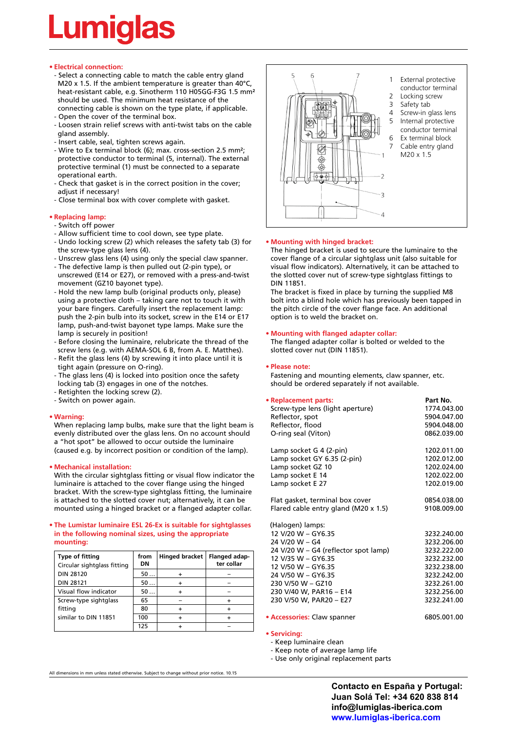# Lumiglas

**• Electrical connection:**

- Select a connecting cable to match the cable entry gland M20 x 1.5. If the ambient temperature is greater than 40°C, heat-resistant cable, e.g. Sinotherm 110 H05GG-F3G 1.5 mm² should be used. The minimum heat resistance of the connecting cable is shown on the type plate, if applicable.
- Open the cover of the terminal box.
- Loosen strain relief screws with anti-twist tabs on the cable gland assembly.
- Insert cable, seal, tighten screws again.
- Wire to Ex terminal block (6); max. cross-section 2.5 mm²; protective conductor to terminal (5, internal). The external protective terminal (1) must be connected to a separate operational earth.
- Check that gasket is in the correct position in the cover; adjust if necessary!
- Close terminal box with cover complete with gasket.

**• Replacing lamp:**

- Switch off power
- Allow sufficient time to cool down, see type plate.
- Undo locking screw (2) which releases the safety tab (3) for the screw-type glass lens (4).
- Unscrew glass lens (4) using only the special claw spanner.
- The defective lamp is then pulled out (2-pin type), or unscrewed (E14 or E27), or removed with a press-and-twist movement (GZ10 bayonet type).
- Hold the new lamp bulb (original products only, please) using a protective cloth – taking care not to touch it with your bare fingers. Carefully insert the replacement lamp: push the 2-pin bulb into its socket, screw in the E14 or E17 lamp, push-and-twist bayonet type lamps. Make sure the lamp is securely in position!
- Before closing the luminaire, relubricate the thread of the screw lens (e.g. with AEMA-SOL 6 B, from A. E. Matthes).
- Refit the glass lens (4) by screwing it into place until it is tight again (pressure on O-ring).
- The glass lens (4) is locked into position once the safety locking tab (3) engages in one of the notches.
- Retighten the locking screw (2).
- Switch on power again.

**• Warning:**

When replacing lamp bulbs, make sure that the light beam is evenly distributed over the glass lens. On no account should a "hot spot" be allowed to occur outside the luminaire (caused e.g. by incorrect position or condition of the lamp).

**• Mechanical installation:**

With the circular sightglass fitting or visual flow indicator the luminaire is attached to the cover flange using the hinged bracket. With the screw-type sightglass fitting, the luminaire is attached to the slotted cover nut; alternatively, it can be mounted using a hinged bracket or a flanged adapter collar.

**• The Lumistar luminaire ESL 26-Ex is suitable for sightglasses in the following nominal sizes, using the appropriate mounting:**

| Type of fitting | from DN | Hinged bracket | Flanged adapter collar |
|---|---|---|---|
| Circular sightglass fitting | | | |
| DIN 28120 | 50 … | + | – |
| DIN 28121 | 50 … | + | – |
| Visual flow indicator | 50 … | + | – |
| Screw-type sightglass fitting | 65 | – | + |
| | 80 | + | + |
| similar to DIN 11851 | 100 | + | + |
| | 125 | + | – |

1 External protective conductor terminal
2 Locking screw
3 Safety tab
4 Screw-in glass lens
5 Internal protective conductor terminal
6 Ex terminal block
7 Cable entry gland M20 x 1.5

**• Mounting with hinged bracket:**

The hinged bracket is used to secure the luminaire to the cover flange of a circular sightglass unit (also suitable for visual flow indicators). Alternatively, it can be attached to the slotted cover nut of screw-type sightglass fittings to DIN 11851.

The bracket is fixed in place by turning the supplied M8 bolt into a blind hole which has previously been tapped in the pitch circle of the cover flange face. An additional option is to weld the bracket on.

**• Mounting with flanged adapter collar:**

The flanged adapter collar is bolted or welded to the slotted cover nut (DIN 11851).

**• Please note:**

Fastening and mounting elements, claw spanner, etc. should be ordered separately if not available.

| • Replacement parts: | Part No. |
|---|---|
| Screw-type lens (light aperture) | 1774.043.00 |
| Reflector, spot | 5904.047.00 |
| Reflector, flood | 5904.048.00 |
| O-ring seal (Viton) | 0862.039.00 |
| | |
| Lamp socket G 4 (2-pin) | 1202.011.00 |
| Lamp socket GY 6.35 (2-pin) | 1202.012.00 |
| Lamp socket GZ 10 | 1202.024.00 |
| Lamp socket E 14 | 1202.022.00 |
| Lamp socket E 27 | 1202.019.00 |
| | |
| Flat gasket, terminal box cover | 0854.038.00 |
| Flared cable entry gland (M20 x 1.5) | 9108.009.00 |
| | |
| (Halogen) lamps: | |
| 12 V/20 W – GY6.35 | 3232.240.00 |
| 24 V/20 W – G4 | 3232.206.00 |
| 24 V/20 W – G4 (reflector spot lamp) | 3232.222.00 |
| 12 V/35 W – GY6.35 | 3232.232.00 |
| 12 V/50 W – GY6.35 | 3232.238.00 |
| 24 V/50 W – GY6.35 | 3232.242.00 |
| 230 V/50 W – GZ10 | 3232.261.00 |
| 230 V/40 W, PAR16 – E14 | 3232.256.00 |
| 230 V/50 W, PAR20 – E27 | 3232.241.00 |

**• Accessories:** Claw spanner 6805.001.00

**• Servicing:**

- Keep luminaire clean
- Keep note of average lamp life
- Use only original replacement parts

All dimensions in mm unless stated otherwise. Subject to change without prior notice. 10.15

**Contacto en España y Portugal:**
**Juan Solá Tel: +34 620 838 814**
**info@lumiglas-iberica.com**
**www.lumiglas-iberica.com**